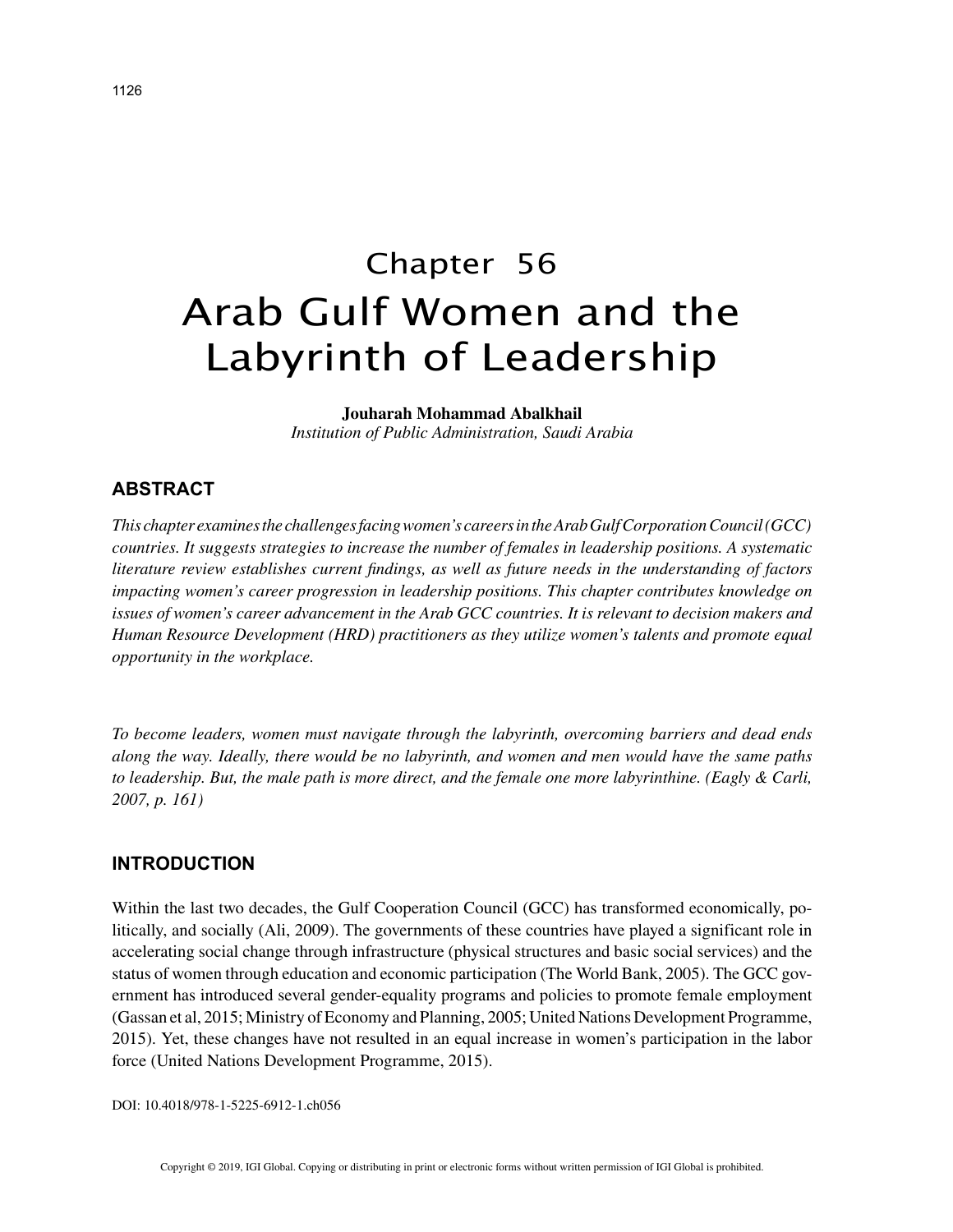# Chapter 56
# Arab Gulf Women and the Labyrinth of Leadership

**Jouharah Mohammad Abalkhail**
*Institution of Public Administration, Saudi Arabia*

## ABSTRACT

*This chapter examines the challenges facing women's careers in the Arab Gulf Corporation Council (GCC) countries. It suggests strategies to increase the number of females in leadership positions. A systematic literature review establishes current findings, as well as future needs in the understanding of factors impacting women's career progression in leadership positions. This chapter contributes knowledge on issues of women's career advancement in the Arab GCC countries. It is relevant to decision makers and Human Resource Development (HRD) practitioners as they utilize women's talents and promote equal opportunity in the workplace.*

*To become leaders, women must navigate through the labyrinth, overcoming barriers and dead ends along the way. Ideally, there would be no labyrinth, and women and men would have the same paths to leadership. But, the male path is more direct, and the female one more labyrinthine. (Eagly & Carli, 2007, p. 161)*

## INTRODUCTION

Within the last two decades, the Gulf Cooperation Council (GCC) has transformed economically, politically, and socially (Ali, 2009). The governments of these countries have played a significant role in accelerating social change through infrastructure (physical structures and basic social services) and the status of women through education and economic participation (The World Bank, 2005). The GCC government has introduced several gender-equality programs and policies to promote female employment (Gassan et al, 2015; Ministry of Economy and Planning, 2005; United Nations Development Programme, 2015). Yet, these changes have not resulted in an equal increase in women's participation in the labor force (United Nations Development Programme, 2015).

DOI: 10.4018/978-1-5225-6912-1.ch056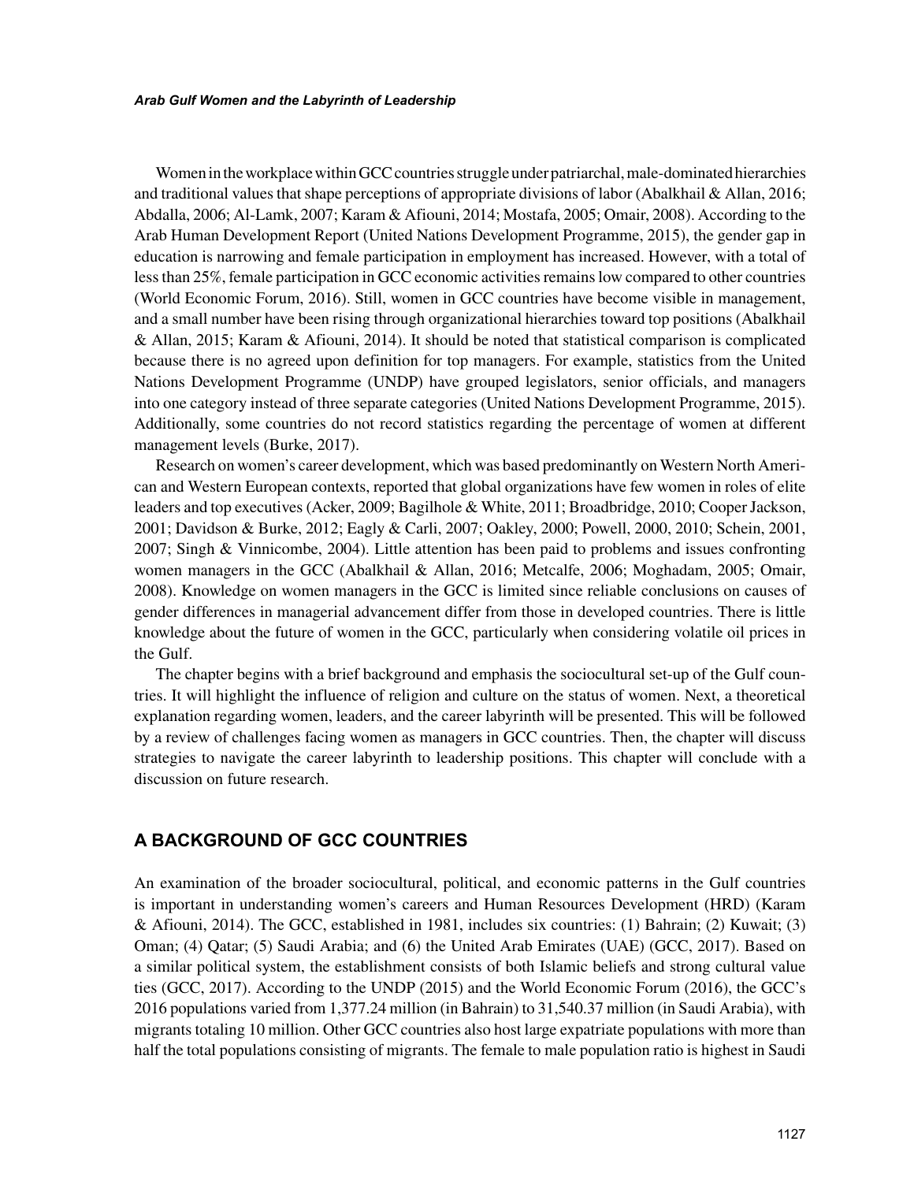Women in the workplace within GCC countries struggle under patriarchal, male-dominated hierarchies and traditional values that shape perceptions of appropriate divisions of labor (Abalkhail & Allan, 2016; Abdalla, 2006; Al-Lamk, 2007; Karam & Afiouni, 2014; Mostafa, 2005; Omair, 2008). According to the Arab Human Development Report (United Nations Development Programme, 2015), the gender gap in education is narrowing and female participation in employment has increased. However, with a total of less than 25%, female participation in GCC economic activities remains low compared to other countries (World Economic Forum, 2016). Still, women in GCC countries have become visible in management, and a small number have been rising through organizational hierarchies toward top positions (Abalkhail & Allan, 2015; Karam & Afiouni, 2014). It should be noted that statistical comparison is complicated because there is no agreed upon definition for top managers. For example, statistics from the United Nations Development Programme (UNDP) have grouped legislators, senior officials, and managers into one category instead of three separate categories (United Nations Development Programme, 2015). Additionally, some countries do not record statistics regarding the percentage of women at different management levels (Burke, 2017).

Research on women's career development, which was based predominantly on Western North American and Western European contexts, reported that global organizations have few women in roles of elite leaders and top executives (Acker, 2009; Bagilhole & White, 2011; Broadbridge, 2010; Cooper Jackson, 2001; Davidson & Burke, 2012; Eagly & Carli, 2007; Oakley, 2000; Powell, 2000, 2010; Schein, 2001, 2007; Singh & Vinnicombe, 2004). Little attention has been paid to problems and issues confronting women managers in the GCC (Abalkhail & Allan, 2016; Metcalfe, 2006; Moghadam, 2005; Omair, 2008). Knowledge on women managers in the GCC is limited since reliable conclusions on causes of gender differences in managerial advancement differ from those in developed countries. There is little knowledge about the future of women in the GCC, particularly when considering volatile oil prices in the Gulf.

The chapter begins with a brief background and emphasis the sociocultural set-up of the Gulf countries. It will highlight the influence of religion and culture on the status of women. Next, a theoretical explanation regarding women, leaders, and the career labyrinth will be presented. This will be followed by a review of challenges facing women as managers in GCC countries. Then, the chapter will discuss strategies to navigate the career labyrinth to leadership positions. This chapter will conclude with a discussion on future research.

## A BACKGROUND OF GCC COUNTRIES

An examination of the broader sociocultural, political, and economic patterns in the Gulf countries is important in understanding women's careers and Human Resources Development (HRD) (Karam & Afiouni, 2014). The GCC, established in 1981, includes six countries: (1) Bahrain; (2) Kuwait; (3) Oman; (4) Qatar; (5) Saudi Arabia; and (6) the United Arab Emirates (UAE) (GCC, 2017). Based on a similar political system, the establishment consists of both Islamic beliefs and strong cultural value ties (GCC, 2017). According to the UNDP (2015) and the World Economic Forum (2016), the GCC's 2016 populations varied from 1,377.24 million (in Bahrain) to 31,540.37 million (in Saudi Arabia), with migrants totaling 10 million. Other GCC countries also host large expatriate populations with more than half the total populations consisting of migrants. The female to male population ratio is highest in Saudi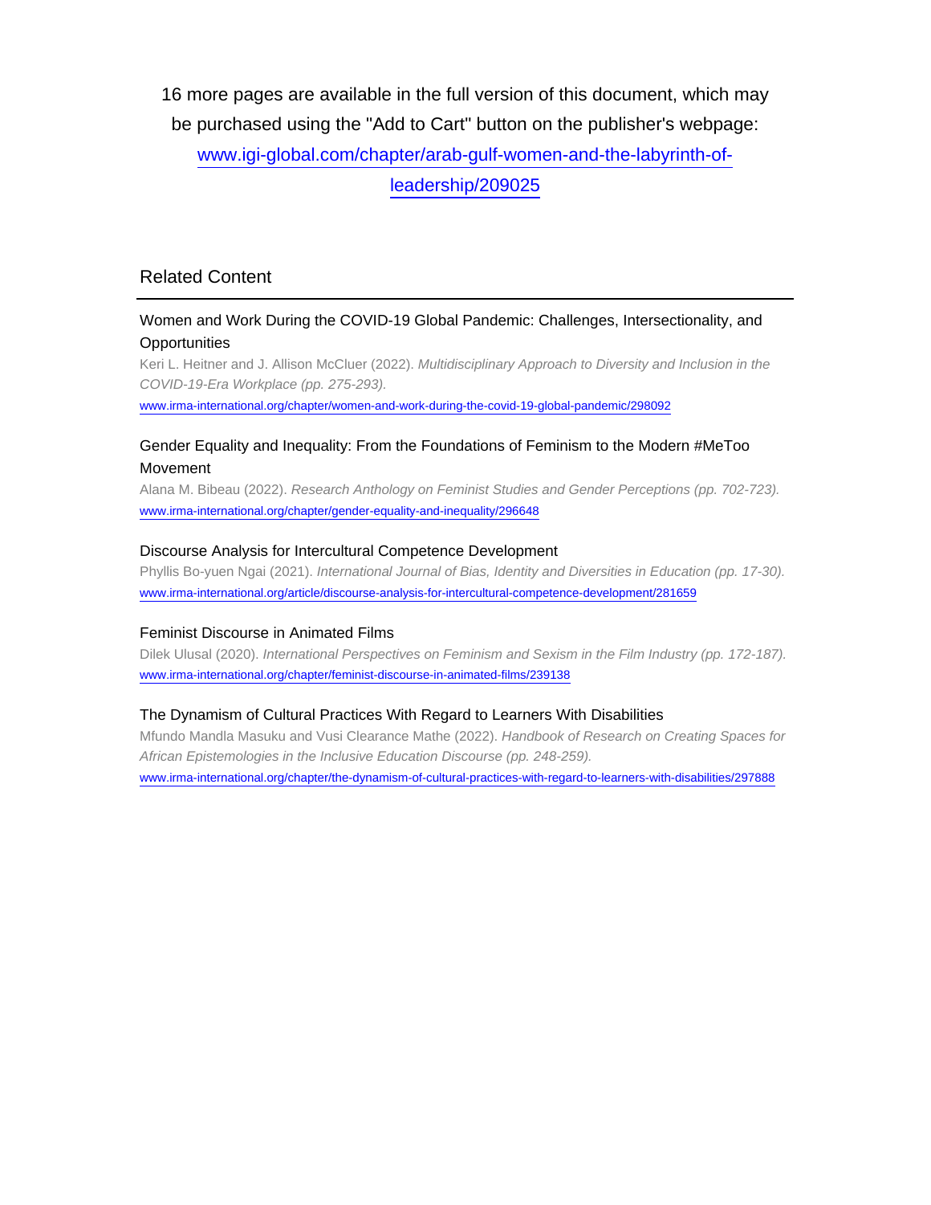16 more pages are available in the full version of this document, which may be purchased using the "Add to Cart" button on the publisher's webpage: www.igi-global.com/chapter/arab-gulf-women-and-the-labyrinth-of-leadership/209025

## Related Content

### Women and Work During the COVID-19 Global Pandemic: Challenges, Intersectionality, and Opportunities

Keri L. Heitner and J. Allison McCluer (2022). *Multidisciplinary Approach to Diversity and Inclusion in the COVID-19-Era Workplace (pp. 275-293).*

www.irma-international.org/chapter/women-and-work-during-the-covid-19-global-pandemic/298092

### Gender Equality and Inequality: From the Foundations of Feminism to the Modern #MeToo Movement

Alana M. Bibeau (2022). *Research Anthology on Feminist Studies and Gender Perceptions (pp. 702-723).*

www.irma-international.org/chapter/gender-equality-and-inequality/296648

### Discourse Analysis for Intercultural Competence Development

Phyllis Bo-yuen Ngai (2021). *International Journal of Bias, Identity and Diversities in Education (pp. 17-30).*

www.irma-international.org/article/discourse-analysis-for-intercultural-competence-development/281659

### Feminist Discourse in Animated Films

Dilek Ulusal (2020). *International Perspectives on Feminism and Sexism in the Film Industry (pp. 172-187).*

www.irma-international.org/chapter/feminist-discourse-in-animated-films/239138

### The Dynamism of Cultural Practices With Regard to Learners With Disabilities

Mfundo Mandla Masuku and Vusi Clearance Mathe (2022). *Handbook of Research on Creating Spaces for African Epistemologies in the Inclusive Education Discourse (pp. 248-259).*

www.irma-international.org/chapter/the-dynamism-of-cultural-practices-with-regard-to-learners-with-disabilities/297888